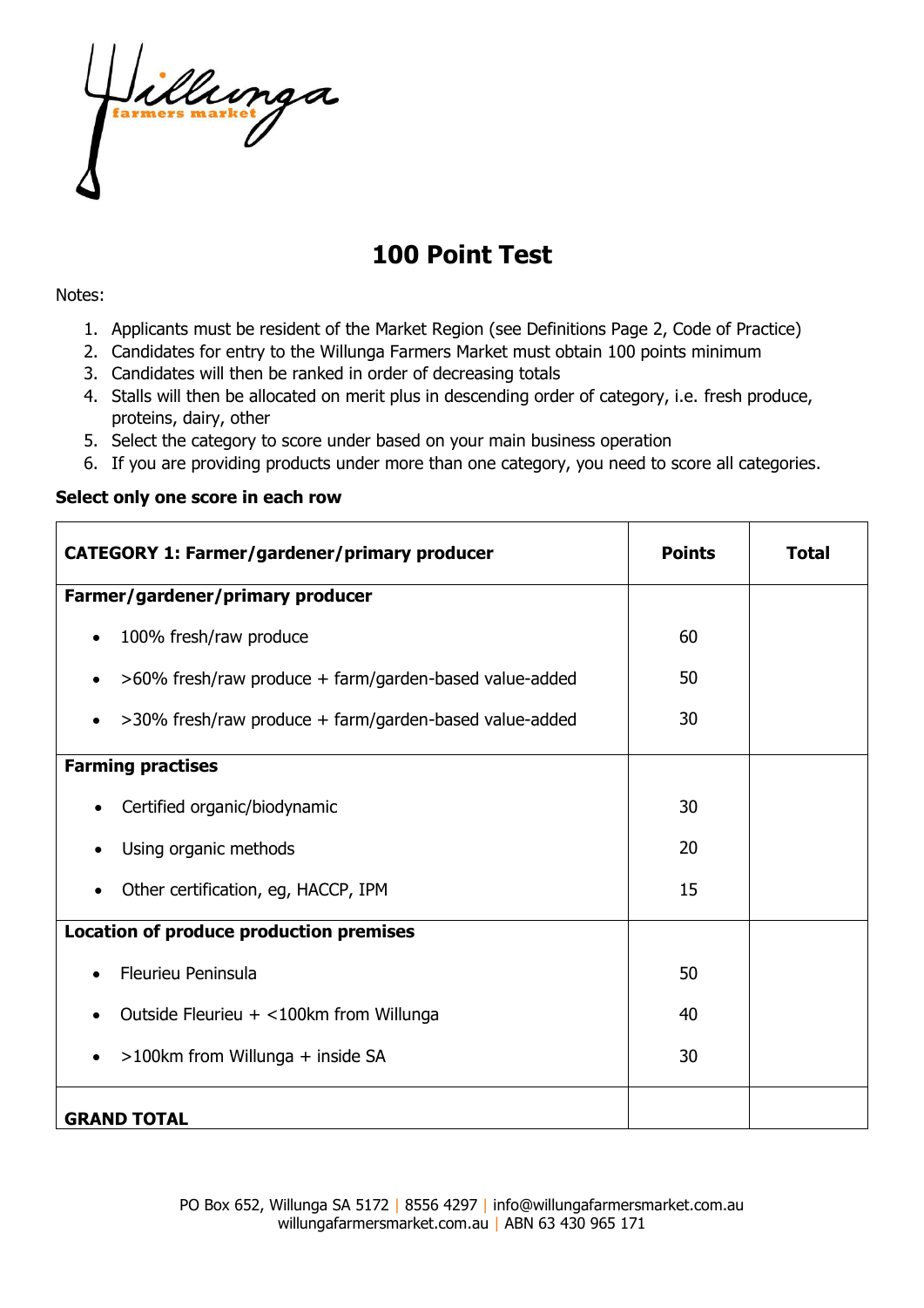Willunga farmers market

# 100 Point Test

Notes:

1. Applicants must be resident of the Market Region (see Definitions Page 2, Code of Practice)
2. Candidates for entry to the Willunga Farmers Market must obtain 100 points minimum
3. Candidates will then be ranked in order of decreasing totals
4. Stalls will then be allocated on merit plus in descending order of category, i.e. fresh produce, proteins, dairy, other
5. Select the category to score under based on your main business operation
6. If you are providing products under more than one category, you need to score all categories.

**Select only one score in each row**

| **CATEGORY 1: Farmer/gardener/primary producer** | **Points** | **Total** |
|---|---|---|
| **Farmer/gardener/primary producer** | | |
| • 100% fresh/raw produce | 60 | |
| • >60% fresh/raw produce + farm/garden-based value-added | 50 | |
| • >30% fresh/raw produce + farm/garden-based value-added | 30 | |
| **Farming practises** | | |
| • Certified organic/biodynamic | 30 | |
| • Using organic methods | 20 | |
| • Other certification, eg, HACCP, IPM | 15 | |
| **Location of produce production premises** | | |
| • Fleurieu Peninsula | 50 | |
| • Outside Fleurieu + <100km from Willunga | 40 | |
| • >100km from Willunga + inside SA | 30 | |
| **GRAND TOTAL** | | |

PO Box 652, Willunga SA 5172 | 8556 4297 | info@willungafarmersmarket.com.au
willungafarmersmarket.com.au | ABN 63 430 965 171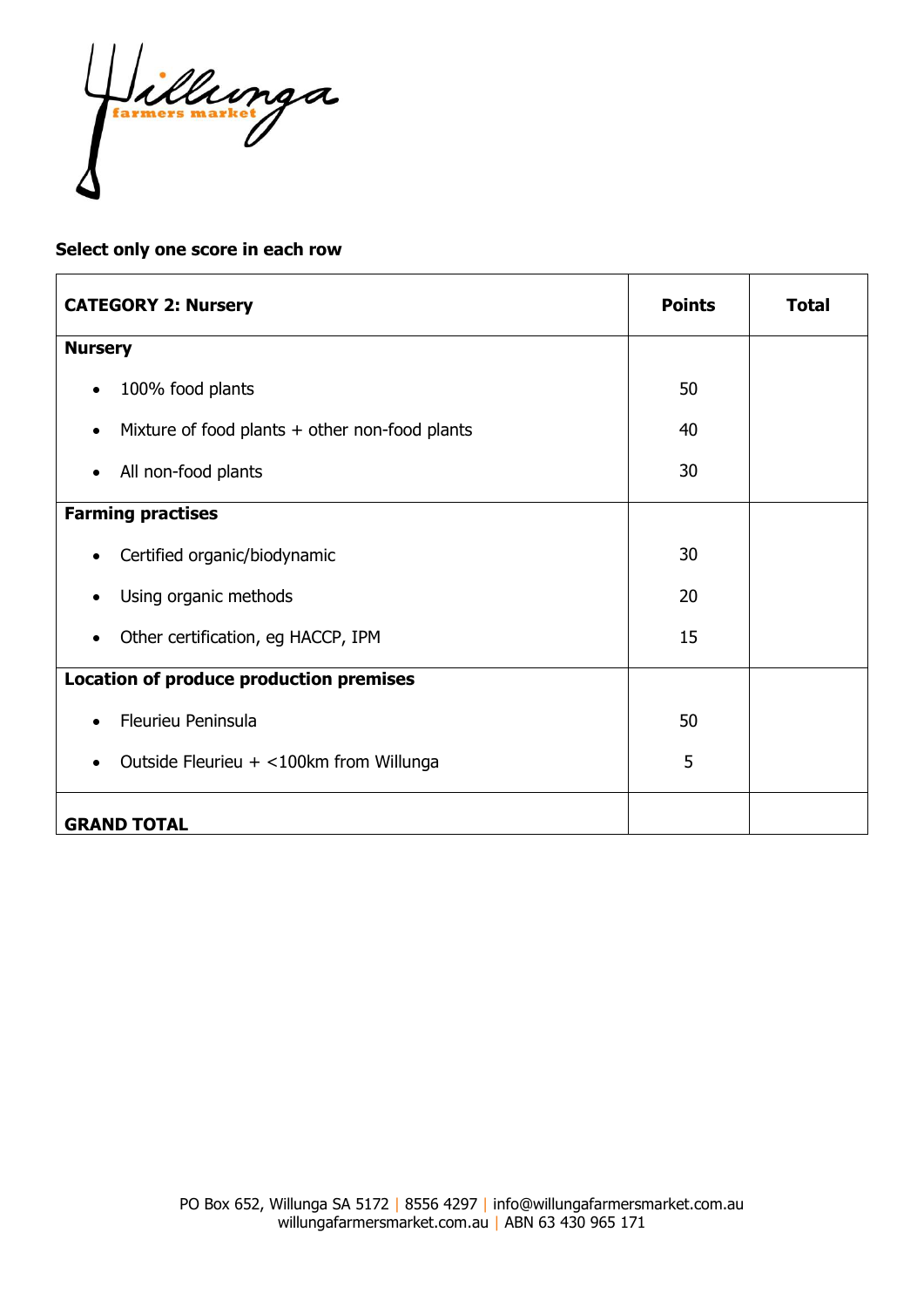**Select only one score in each row**

| **CATEGORY 2: Nursery** | **Points** | **Total** |
|---|---|---|
| **Nursery** | | |
| • 100% food plants | 50 | |
| • Mixture of food plants + other non-food plants | 40 | |
| • All non-food plants | 30 | |
| **Farming practises** | | |
| • Certified organic/biodynamic | 30 | |
| • Using organic methods | 20 | |
| • Other certification, eg HACCP, IPM | 15 | |
| **Location of produce production premises** | | |
| • Fleurieu Peninsula | 50 | |
| • Outside Fleurieu + <100km from Willunga | 5 | |
| **GRAND TOTAL** | | |

PO Box 652, Willunga SA 5172 | 8556 4297 | info@willungafarmersmarket.com.au
willungafarmersmarket.com.au | ABN 63 430 965 171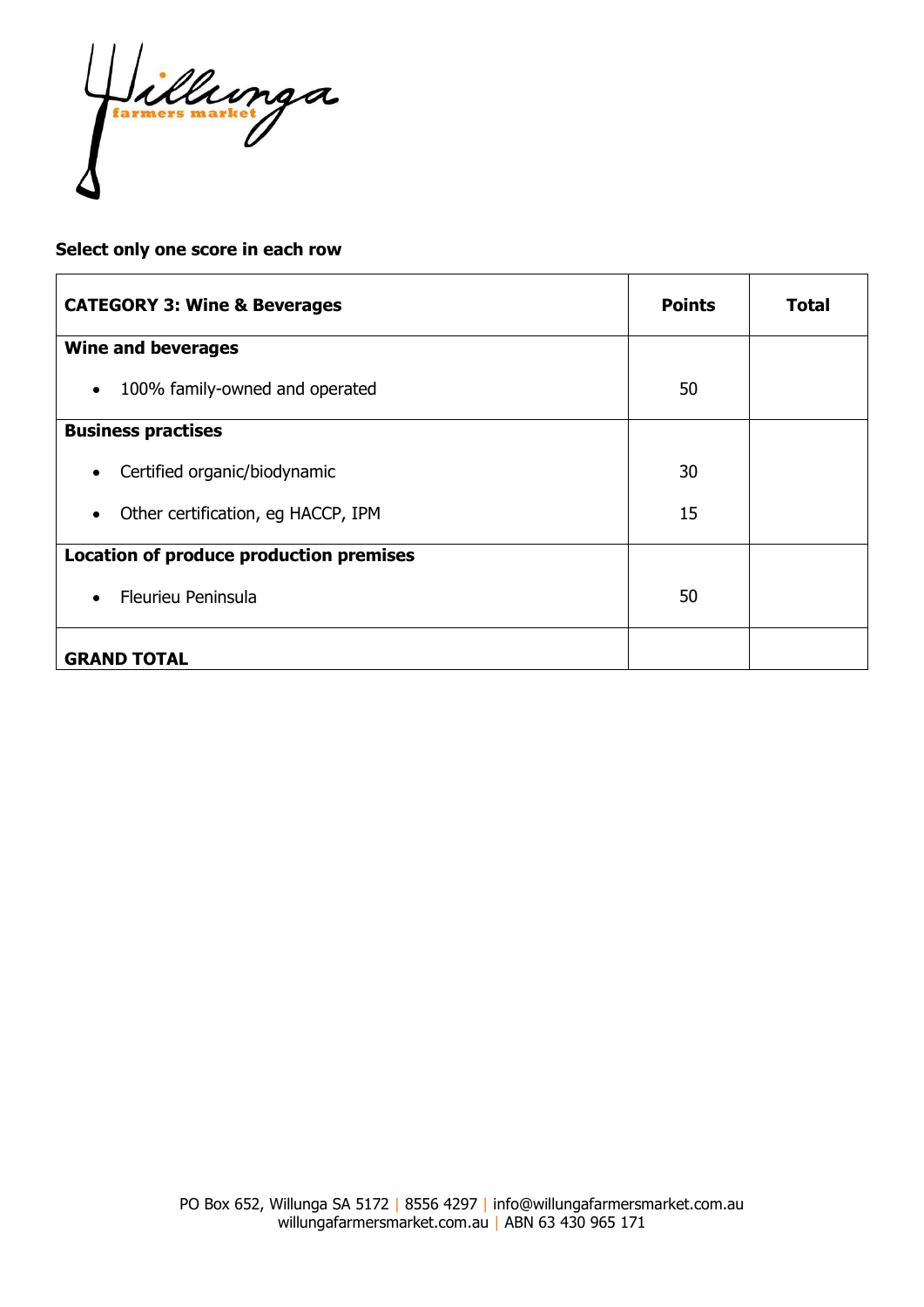**Select only one score in each row**

| CATEGORY 3: Wine & Beverages | Points | Total |
|---|---|---|
| **Wine and beverages** | | |
| • 100% family-owned and operated | 50 | |
| **Business practises** | | |
| • Certified organic/biodynamic | 30 | |
| • Other certification, eg HACCP, IPM | 15 | |
| **Location of produce production premises** | | |
| • Fleurieu Peninsula | 50 | |
| **GRAND TOTAL** | | |

PO Box 652, Willunga SA 5172 | 8556 4297 | info@willungafarmersmarket.com.au
willungafarmersmarket.com.au | ABN 63 430 965 171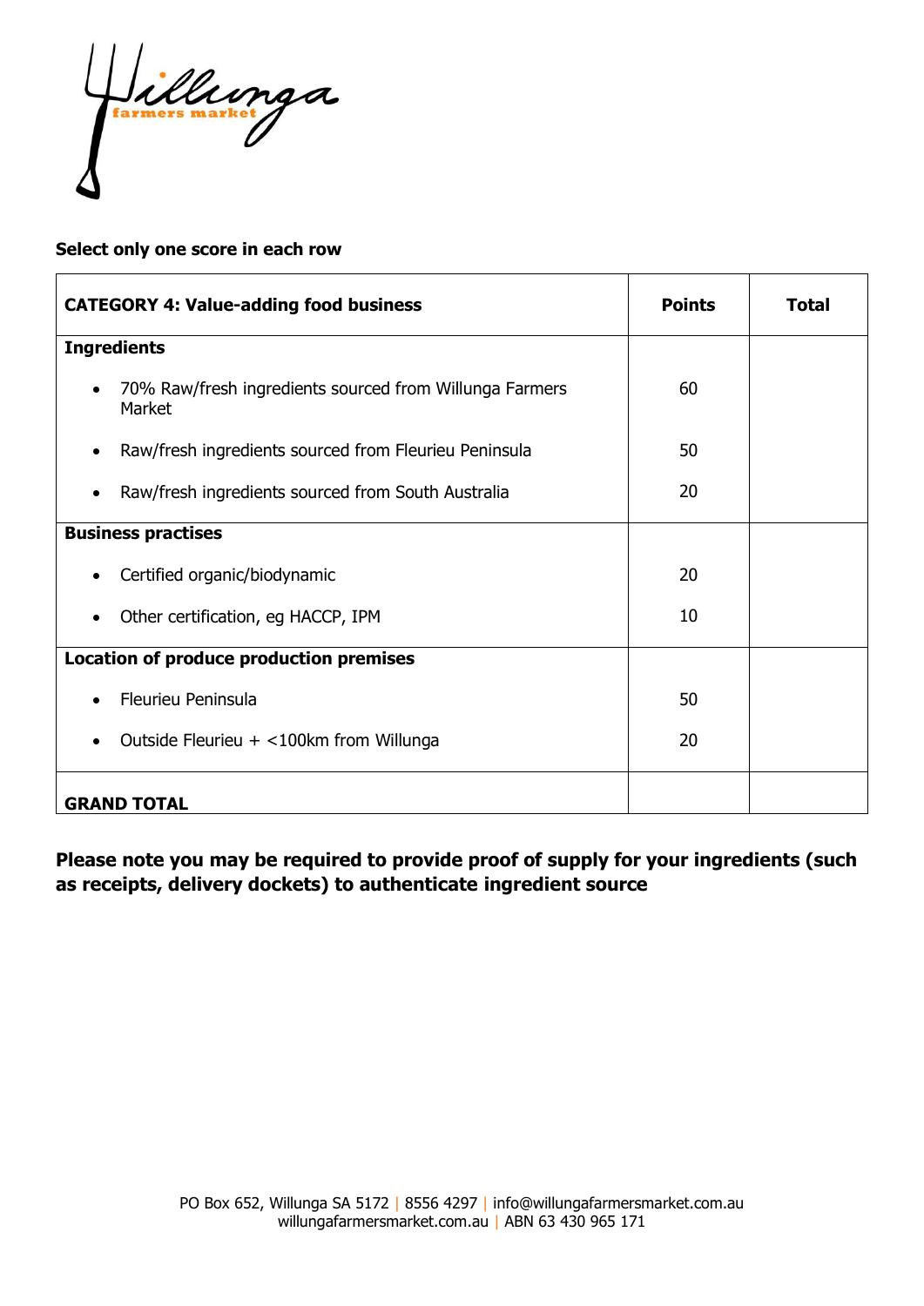**Select only one score in each row**

| CATEGORY 4: Value-adding food business | Points | Total |
| --- | --- | --- |
| **Ingredients** | | |
| • 70% Raw/fresh ingredients sourced from Willunga Farmers Market | 60 | |
| • Raw/fresh ingredients sourced from Fleurieu Peninsula | 50 | |
| • Raw/fresh ingredients sourced from South Australia | 20 | |
| **Business practises** | | |
| • Certified organic/biodynamic | 20 | |
| • Other certification, eg HACCP, IPM | 10 | |
| **Location of produce production premises** | | |
| • Fleurieu Peninsula | 50 | |
| • Outside Fleurieu + <100km from Willunga | 20 | |
| **GRAND TOTAL** | | |

**Please note you may be required to provide proof of supply for your ingredients (such as receipts, delivery dockets) to authenticate ingredient source**

PO Box 652, Willunga SA 5172 | 8556 4297 | info@willungafarmersmarket.com.au
willungafarmersmarket.com.au | ABN 63 430 965 171